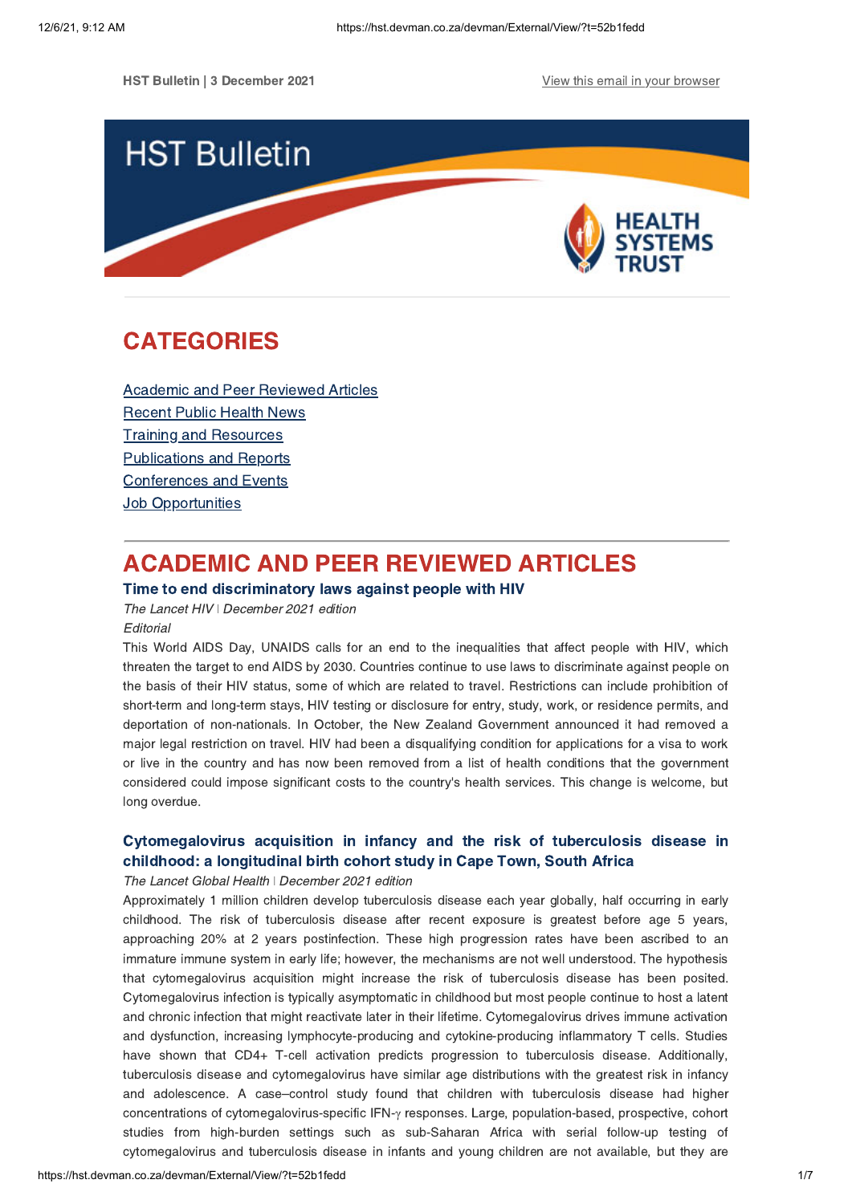HST Bulletin | 3 December 2021

View this email in your browser

# HST Bulletin

HEALTH SYSTEMS TRUST

## CATEGORIES

Academic and Peer Reviewed Articles
Recent Public Health News
Training and Resources
Publications and Reports
Conferences and Events
Job Opportunities

## ACADEMIC AND PEER REVIEWED ARTICLES

### Time to end discriminatory laws against people with HIV

*The Lancet HIV | December 2021 edition*
*Editorial*

This World AIDS Day, UNAIDS calls for an end to the inequalities that affect people with HIV, which threaten the target to end AIDS by 2030. Countries continue to use laws to discriminate against people on the basis of their HIV status, some of which are related to travel. Restrictions can include prohibition of short-term and long-term stays, HIV testing or disclosure for entry, study, work, or residence permits, and deportation of non-nationals. In October, the New Zealand Government announced it had removed a major legal restriction on travel. HIV had been a disqualifying condition for applications for a visa to work or live in the country and has now been removed from a list of health conditions that the government considered could impose significant costs to the country's health services. This change is welcome, but long overdue.

### Cytomegalovirus acquisition in infancy and the risk of tuberculosis disease in childhood: a longitudinal birth cohort study in Cape Town, South Africa

*The Lancet Global Health | December 2021 edition*

Approximately 1 million children develop tuberculosis disease each year globally, half occurring in early childhood. The risk of tuberculosis disease after recent exposure is greatest before age 5 years, approaching 20% at 2 years postinfection. These high progression rates have been ascribed to an immature immune system in early life; however, the mechanisms are not well understood. The hypothesis that cytomegalovirus acquisition might increase the risk of tuberculosis disease has been posited. Cytomegalovirus infection is typically asymptomatic in childhood but most people continue to host a latent and chronic infection that might reactivate later in their lifetime. Cytomegalovirus drives immune activation and dysfunction, increasing lymphocyte-producing and cytokine-producing inflammatory T cells. Studies have shown that CD4+ T-cell activation predicts progression to tuberculosis disease. Additionally, tuberculosis disease and cytomegalovirus have similar age distributions with the greatest risk in infancy and adolescence. A case–control study found that children with tuberculosis disease had higher concentrations of cytomegalovirus-specific IFN-$\gamma$ responses. Large, population-based, prospective, cohort studies from high-burden settings such as sub-Saharan Africa with serial follow-up testing of cytomegalovirus and tuberculosis disease in infants and young children are not available, but they are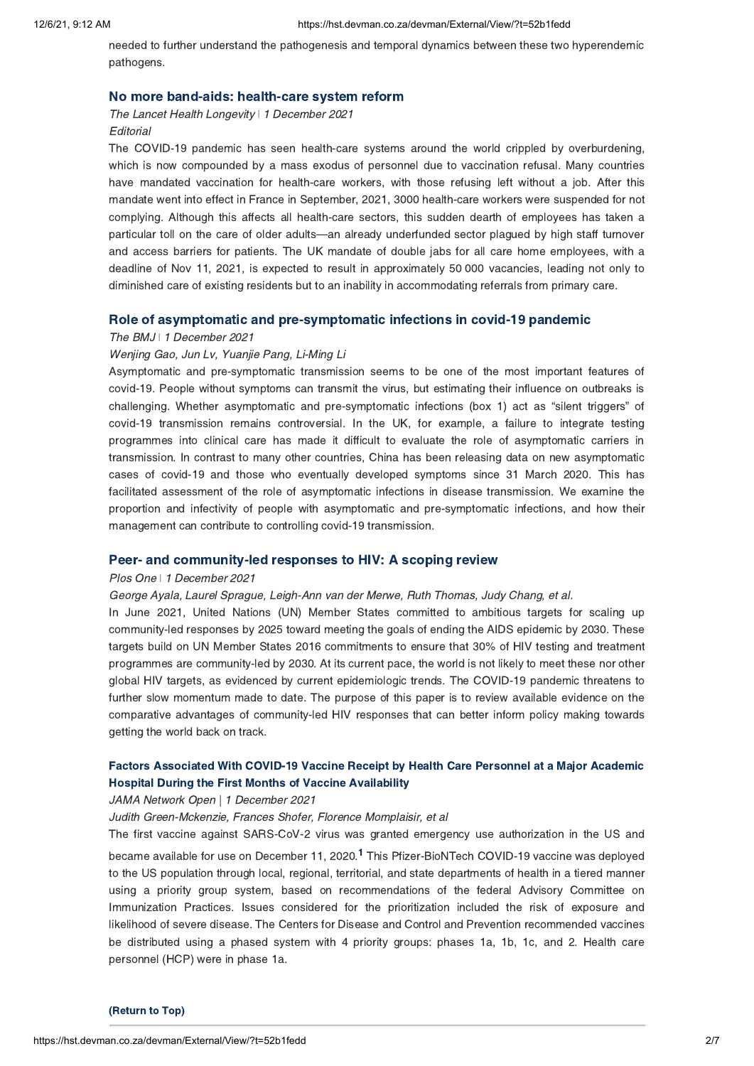needed to further understand the pathogenesis and temporal dynamics between these two hyperendemic pathogens.

### No more band-aids: health-care system reform

*The Lancet Health Longevity* | *1 December 2021*

*Editorial*

The COVID-19 pandemic has seen health-care systems around the world crippled by overburdening, which is now compounded by a mass exodus of personnel due to vaccination refusal. Many countries have mandated vaccination for health-care workers, with those refusing left without a job. After this mandate went into effect in France in September, 2021, 3000 health-care workers were suspended for not complying. Although this affects all health-care sectors, this sudden dearth of employees has taken a particular toll on the care of older adults—an already underfunded sector plagued by high staff turnover and access barriers for patients. The UK mandate of double jabs for all care home employees, with a deadline of Nov 11, 2021, is expected to result in approximately 50 000 vacancies, leading not only to diminished care of existing residents but to an inability in accommodating referrals from primary care.

### Role of asymptomatic and pre-symptomatic infections in covid-19 pandemic

*The BMJ* | *1 December 2021*

*Wenjing Gao, Jun Lv, Yuanjie Pang, Li-Ming Li*

Asymptomatic and pre-symptomatic transmission seems to be one of the most important features of covid-19. People without symptoms can transmit the virus, but estimating their influence on outbreaks is challenging. Whether asymptomatic and pre-symptomatic infections (box 1) act as "silent triggers" of covid-19 transmission remains controversial. In the UK, for example, a failure to integrate testing programmes into clinical care has made it difficult to evaluate the role of asymptomatic carriers in transmission. In contrast to many other countries, China has been releasing data on new asymptomatic cases of covid-19 and those who eventually developed symptoms since 31 March 2020. This has facilitated assessment of the role of asymptomatic infections in disease transmission. We examine the proportion and infectivity of people with asymptomatic and pre-symptomatic infections, and how their management can contribute to controlling covid-19 transmission.

### Peer- and community-led responses to HIV: A scoping review

*Plos One* | *1 December 2021*

*George Ayala, Laurel Sprague, Leigh-Ann van der Merwe, Ruth Thomas, Judy Chang, et al.*

In June 2021, United Nations (UN) Member States committed to ambitious targets for scaling up community-led responses by 2025 toward meeting the goals of ending the AIDS epidemic by 2030. These targets build on UN Member States 2016 commitments to ensure that 30% of HIV testing and treatment programmes are community-led by 2030. At its current pace, the world is not likely to meet these nor other global HIV targets, as evidenced by current epidemiologic trends. The COVID-19 pandemic threatens to further slow momentum made to date. The purpose of this paper is to review available evidence on the comparative advantages of community-led HIV responses that can better inform policy making towards getting the world back on track.

### Factors Associated With COVID-19 Vaccine Receipt by Health Care Personnel at a Major Academic Hospital During the First Months of Vaccine Availability

*JAMA Network Open* | *1 December 2021*

*Judith Green-Mckenzie, Frances Shofer, Florence Momplaisir, et al*

The first vaccine against SARS-CoV-2 virus was granted emergency use authorization in the US and became available for use on December 11, 2020.[1] This Pfizer-BioNTech COVID-19 vaccine was deployed to the US population through local, regional, territorial, and state departments of health in a tiered manner using a priority group system, based on recommendations of the federal Advisory Committee on Immunization Practices. Issues considered for the prioritization included the risk of exposure and likelihood of severe disease. The Centers for Disease Control and Prevention recommended vaccines be distributed using a phased system with 4 priority groups: phases 1a, 1b, 1c, and 2. Health care personnel (HCP) were in phase 1a.

**(Return to Top)**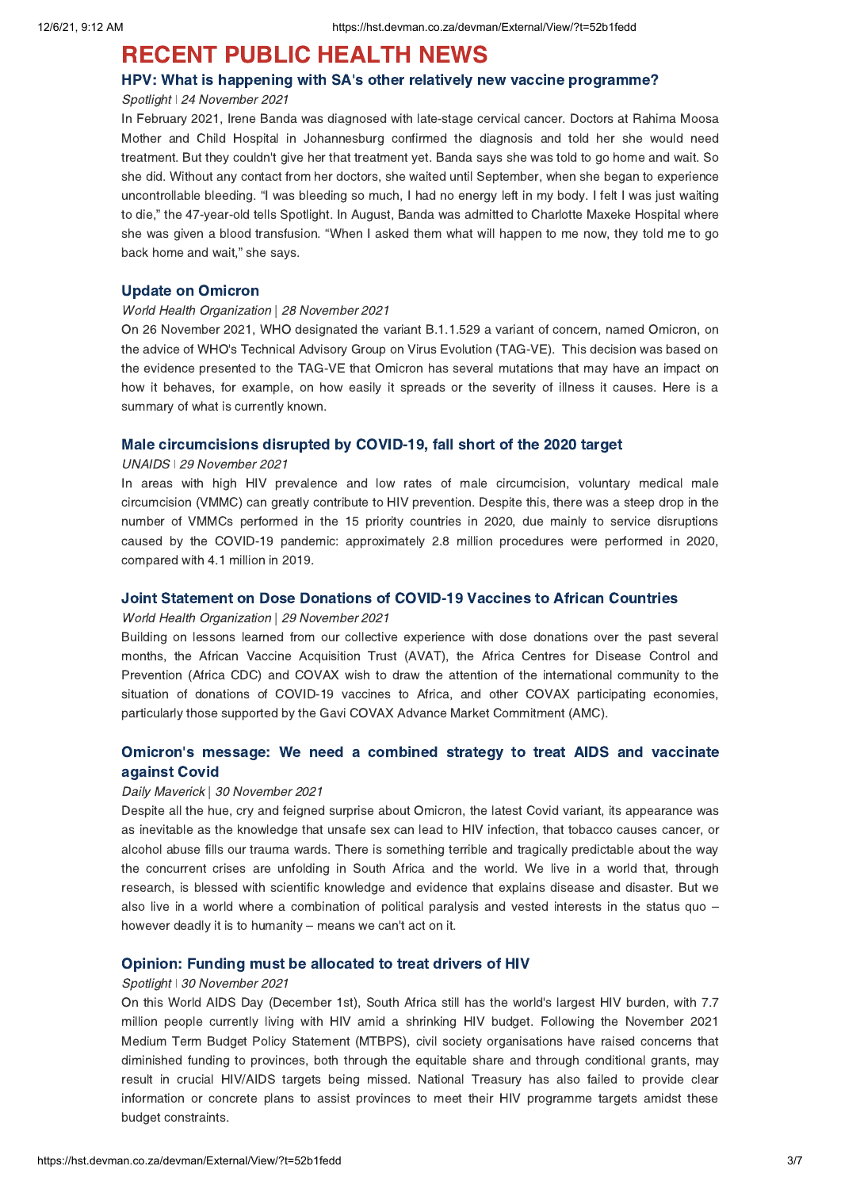# RECENT PUBLIC HEALTH NEWS

### HPV: What is happening with SA's other relatively new vaccine programme?

*Spotlight | 24 November 2021*

In February 2021, Irene Banda was diagnosed with late-stage cervical cancer. Doctors at Rahima Moosa Mother and Child Hospital in Johannesburg confirmed the diagnosis and told her she would need treatment. But they couldn't give her that treatment yet. Banda says she was told to go home and wait. So she did. Without any contact from her doctors, she waited until September, when she began to experience uncontrollable bleeding. "I was bleeding so much, I had no energy left in my body. I felt I was just waiting to die," the 47-year-old tells Spotlight. In August, Banda was admitted to Charlotte Maxeke Hospital where she was given a blood transfusion. "When I asked them what will happen to me now, they told me to go back home and wait," she says.

### Update on Omicron

*World Health Organization | 28 November 2021*

On 26 November 2021, WHO designated the variant B.1.1.529 a variant of concern, named Omicron, on the advice of WHO's Technical Advisory Group on Virus Evolution (TAG-VE). This decision was based on the evidence presented to the TAG-VE that Omicron has several mutations that may have an impact on how it behaves, for example, on how easily it spreads or the severity of illness it causes. Here is a summary of what is currently known.

### Male circumcisions disrupted by COVID-19, fall short of the 2020 target

*UNAIDS | 29 November 2021*

In areas with high HIV prevalence and low rates of male circumcision, voluntary medical male circumcision (VMMC) can greatly contribute to HIV prevention. Despite this, there was a steep drop in the number of VMMCs performed in the 15 priority countries in 2020, due mainly to service disruptions caused by the COVID-19 pandemic: approximately 2.8 million procedures were performed in 2020, compared with 4.1 million in 2019.

### Joint Statement on Dose Donations of COVID-19 Vaccines to African Countries

*World Health Organization | 29 November 2021*

Building on lessons learned from our collective experience with dose donations over the past several months, the African Vaccine Acquisition Trust (AVAT), the Africa Centres for Disease Control and Prevention (Africa CDC) and COVAX wish to draw the attention of the international community to the situation of donations of COVID-19 vaccines to Africa, and other COVAX participating economies, particularly those supported by the Gavi COVAX Advance Market Commitment (AMC).

### Omicron's message: We need a combined strategy to treat AIDS and vaccinate against Covid

*Daily Maverick | 30 November 2021*

Despite all the hue, cry and feigned surprise about Omicron, the latest Covid variant, its appearance was as inevitable as the knowledge that unsafe sex can lead to HIV infection, that tobacco causes cancer, or alcohol abuse fills our trauma wards. There is something terrible and tragically predictable about the way the concurrent crises are unfolding in South Africa and the world. We live in a world that, through research, is blessed with scientific knowledge and evidence that explains disease and disaster. But we also live in a world where a combination of political paralysis and vested interests in the status quo – however deadly it is to humanity – means we can't act on it.

### Opinion: Funding must be allocated to treat drivers of HIV

*Spotlight | 30 November 2021*

On this World AIDS Day (December 1st), South Africa still has the world's largest HIV burden, with 7.7 million people currently living with HIV amid a shrinking HIV budget. Following the November 2021 Medium Term Budget Policy Statement (MTBPS), civil society organisations have raised concerns that diminished funding to provinces, both through the equitable share and through conditional grants, may result in crucial HIV/AIDS targets being missed. National Treasury has also failed to provide clear information or concrete plans to assist provinces to meet their HIV programme targets amidst these budget constraints.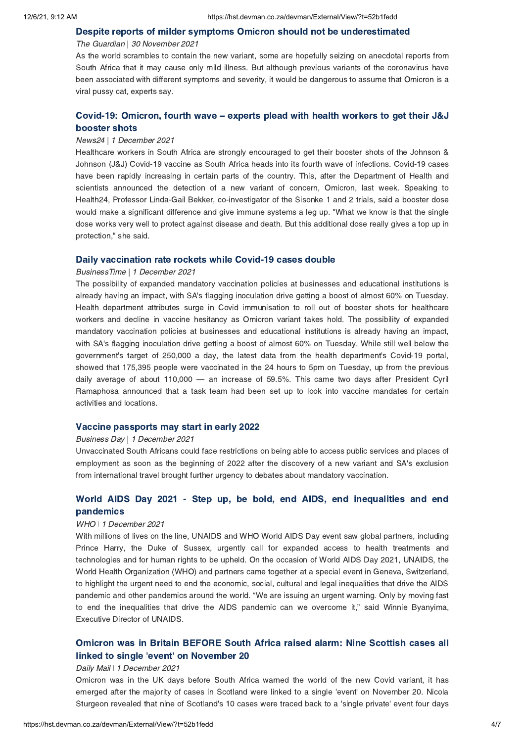## Despite reports of milder symptoms Omicron should not be underestimated

*The Guardian | 30 November 2021*

As the world scrambles to contain the new variant, some are hopefully seizing on anecdotal reports from South Africa that it may cause only mild illness. But although previous variants of the coronavirus have been associated with different symptoms and severity, it would be dangerous to assume that Omicron is a viral pussy cat, experts say.

## Covid-19: Omicron, fourth wave – experts plead with health workers to get their J&J booster shots

*News24 | 1 December 2021*

Healthcare workers in South Africa are strongly encouraged to get their booster shots of the Johnson & Johnson (J&J) Covid-19 vaccine as South Africa heads into its fourth wave of infections. Covid-19 cases have been rapidly increasing in certain parts of the country. This, after the Department of Health and scientists announced the detection of a new variant of concern, Omicron, last week. Speaking to Health24, Professor Linda-Gail Bekker, co-investigator of the Sisonke 1 and 2 trials, said a booster dose would make a significant difference and give immune systems a leg up. "What we know is that the single dose works very well to protect against disease and death. But this additional dose really gives a top up in protection," she said.

## Daily vaccination rate rockets while Covid-19 cases double

*BusinessTime | 1 December 2021*

The possibility of expanded mandatory vaccination policies at businesses and educational institutions is already having an impact, with SA's flagging inoculation drive getting a boost of almost 60% on Tuesday. Health department attributes surge in Covid immunisation to roll out of booster shots for healthcare workers and decline in vaccine hesitancy as Omicron variant takes hold. The possibility of expanded mandatory vaccination policies at businesses and educational institutions is already having an impact, with SA's flagging inoculation drive getting a boost of almost 60% on Tuesday. While still well below the government's target of 250,000 a day, the latest data from the health department's Covid-19 portal, showed that 175,395 people were vaccinated in the 24 hours to 5pm on Tuesday, up from the previous daily average of about 110,000 — an increase of 59.5%. This came two days after President Cyril Ramaphosa announced that a task team had been set up to look into vaccine mandates for certain activities and locations.

## Vaccine passports may start in early 2022

*Business Day | 1 December 2021*

Unvaccinated South Africans could face restrictions on being able to access public services and places of employment as soon as the beginning of 2022 after the discovery of a new variant and SA's exclusion from international travel brought further urgency to debates about mandatory vaccination.

## World AIDS Day 2021 - Step up, be bold, end AIDS, end inequalities and end pandemics

*WHO | 1 December 2021*

With millions of lives on the line, UNAIDS and WHO World AIDS Day event saw global partners, including Prince Harry, the Duke of Sussex, urgently call for expanded access to health treatments and technologies and for human rights to be upheld. On the occasion of World AIDS Day 2021, UNAIDS, the World Health Organization (WHO) and partners came together at a special event in Geneva, Switzerland, to highlight the urgent need to end the economic, social, cultural and legal inequalities that drive the AIDS pandemic and other pandemics around the world. "We are issuing an urgent warning. Only by moving fast to end the inequalities that drive the AIDS pandemic can we overcome it," said Winnie Byanyima, Executive Director of UNAIDS.

## Omicron was in Britain BEFORE South Africa raised alarm: Nine Scottish cases all linked to single 'event' on November 20

*Daily Mail | 1 December 2021*

Omicron was in the UK days before South Africa warned the world of the new Covid variant, it has emerged after the majority of cases in Scotland were linked to a single 'event' on November 20. Nicola Sturgeon revealed that nine of Scotland's 10 cases were traced back to a 'single private' event four days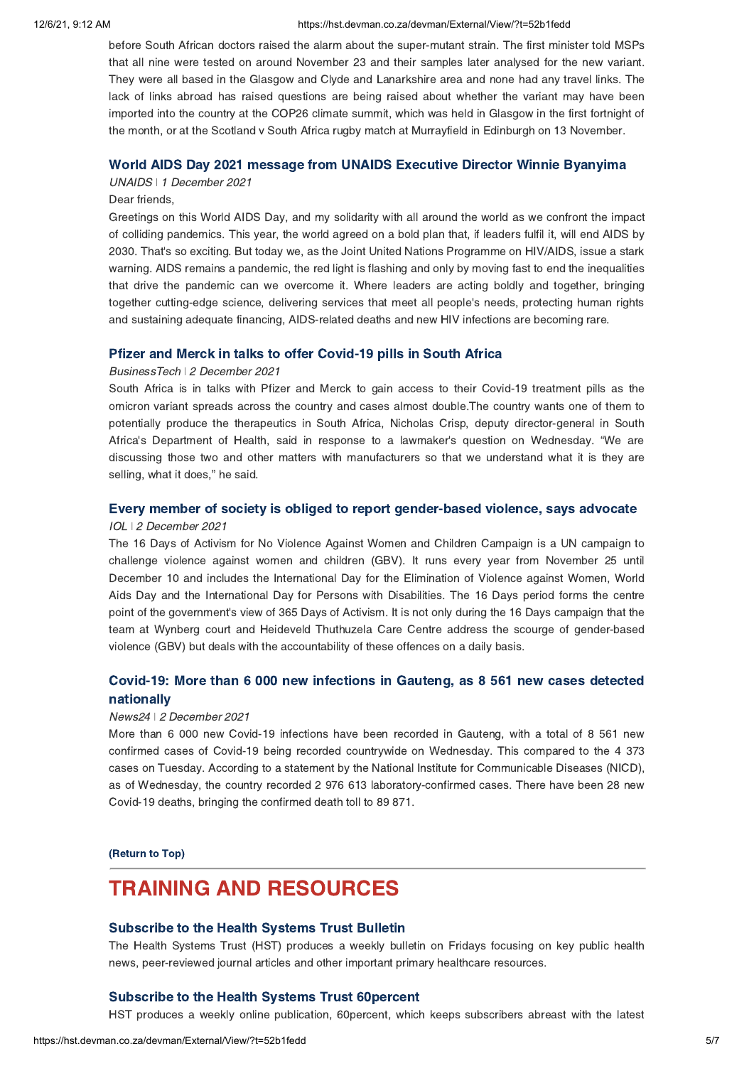before South African doctors raised the alarm about the super-mutant strain. The first minister told MSPs that all nine were tested on around November 23 and their samples later analysed for the new variant. They were all based in the Glasgow and Clyde and Lanarkshire area and none had any travel links. The lack of links abroad has raised questions are being raised about whether the variant may have been imported into the country at the COP26 climate summit, which was held in Glasgow in the first fortnight of the month, or at the Scotland v South Africa rugby match at Murrayfield in Edinburgh on 13 November.

### World AIDS Day 2021 message from UNAIDS Executive Director Winnie Byanyima

*UNAIDS | 1 December 2021*

Dear friends,

Greetings on this World AIDS Day, and my solidarity with all around the world as we confront the impact of colliding pandemics. This year, the world agreed on a bold plan that, if leaders fulfil it, will end AIDS by 2030. That's so exciting. But today we, as the Joint United Nations Programme on HIV/AIDS, issue a stark warning. AIDS remains a pandemic, the red light is flashing and only by moving fast to end the inequalities that drive the pandemic can we overcome it. Where leaders are acting boldly and together, bringing together cutting-edge science, delivering services that meet all people's needs, protecting human rights and sustaining adequate financing, AIDS-related deaths and new HIV infections are becoming rare.

### Pfizer and Merck in talks to offer Covid-19 pills in South Africa

*BusinessTech | 2 December 2021*

South Africa is in talks with Pfizer and Merck to gain access to their Covid-19 treatment pills as the omicron variant spreads across the country and cases almost double.The country wants one of them to potentially produce the therapeutics in South Africa, Nicholas Crisp, deputy director-general in South Africa's Department of Health, said in response to a lawmaker's question on Wednesday. "We are discussing those two and other matters with manufacturers so that we understand what it is they are selling, what it does," he said.

### Every member of society is obliged to report gender-based violence, says advocate

*IOL | 2 December 2021*

The 16 Days of Activism for No Violence Against Women and Children Campaign is a UN campaign to challenge violence against women and children (GBV). It runs every year from November 25 until December 10 and includes the International Day for the Elimination of Violence against Women, World Aids Day and the International Day for Persons with Disabilities. The 16 Days period forms the centre point of the government's view of 365 Days of Activism. It is not only during the 16 Days campaign that the team at Wynberg court and Heideveld Thuthuzela Care Centre address the scourge of gender-based violence (GBV) but deals with the accountability of these offences on a daily basis.

### Covid-19: More than 6 000 new infections in Gauteng, as 8 561 new cases detected nationally

*News24 | 2 December 2021*

More than 6 000 new Covid-19 infections have been recorded in Gauteng, with a total of 8 561 new confirmed cases of Covid-19 being recorded countrywide on Wednesday. This compared to the 4 373 cases on Tuesday. According to a statement by the National Institute for Communicable Diseases (NICD), as of Wednesday, the country recorded 2 976 613 laboratory-confirmed cases. There have been 28 new Covid-19 deaths, bringing the confirmed death toll to 89 871.

**(Return to Top)**

## TRAINING AND RESOURCES

### Subscribe to the Health Systems Trust Bulletin

The Health Systems Trust (HST) produces a weekly bulletin on Fridays focusing on key public health news, peer-reviewed journal articles and other important primary healthcare resources.

### Subscribe to the Health Systems Trust 60percent

HST produces a weekly online publication, 60percent, which keeps subscribers abreast with the latest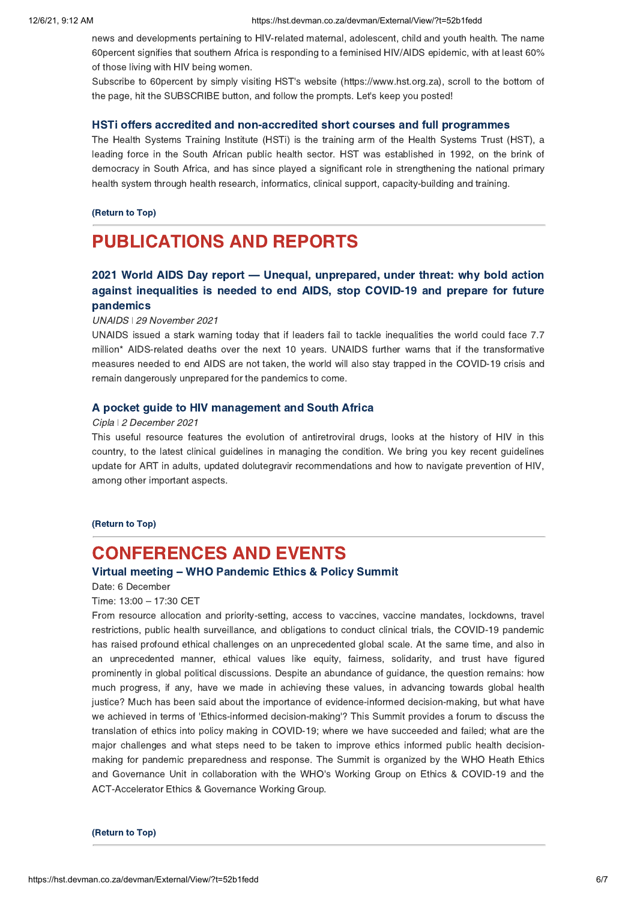news and developments pertaining to HIV-related maternal, adolescent, child and youth health. The name 60percent signifies that southern Africa is responding to a feminised HIV/AIDS epidemic, with at least 60% of those living with HIV being women.

Subscribe to 60percent by simply visiting HST's website (https://www.hst.org.za), scroll to the bottom of the page, hit the SUBSCRIBE button, and follow the prompts. Let's keep you posted!

### HSTi offers accredited and non-accredited short courses and full programmes

The Health Systems Training Institute (HSTi) is the training arm of the Health Systems Trust (HST), a leading force in the South African public health sector. HST was established in 1992, on the brink of democracy in South Africa, and has since played a significant role in strengthening the national primary health system through health research, informatics, clinical support, capacity-building and training.

**(Return to Top)**

---

## PUBLICATIONS AND REPORTS

### 2021 World AIDS Day report — Unequal, unprepared, under threat: why bold action against inequalities is needed to end AIDS, stop COVID-19 and prepare for future pandemics

*UNAIDS | 29 November 2021*

UNAIDS issued a stark warning today that if leaders fail to tackle inequalities the world could face 7.7 million* AIDS-related deaths over the next 10 years. UNAIDS further warns that if the transformative measures needed to end AIDS are not taken, the world will also stay trapped in the COVID-19 crisis and remain dangerously unprepared for the pandemics to come.

### A pocket guide to HIV management and South Africa

*Cipla | 2 December 2021*

This useful resource features the evolution of antiretroviral drugs, looks at the history of HIV in this country, to the latest clinical guidelines in managing the condition. We bring you key recent guidelines update for ART in adults, updated dolutegravir recommendations and how to navigate prevention of HIV, among other important aspects.

**(Return to Top)**

---

## CONFERENCES AND EVENTS

### Virtual meeting – WHO Pandemic Ethics & Policy Summit

Date: 6 December

Time: 13:00 – 17:30 CET

From resource allocation and priority-setting, access to vaccines, vaccine mandates, lockdowns, travel restrictions, public health surveillance, and obligations to conduct clinical trials, the COVID-19 pandemic has raised profound ethical challenges on an unprecedented global scale. At the same time, and also in an unprecedented manner, ethical values like equity, fairness, solidarity, and trust have figured prominently in global political discussions. Despite an abundance of guidance, the question remains: how much progress, if any, have we made in achieving these values, in advancing towards global health justice? Much has been said about the importance of evidence-informed decision-making, but what have we achieved in terms of 'Ethics-informed decision-making'? This Summit provides a forum to discuss the translation of ethics into policy making in COVID-19; where we have succeeded and failed; what are the major challenges and what steps need to be taken to improve ethics informed public health decision-making for pandemic preparedness and response. The Summit is organized by the WHO Heath Ethics and Governance Unit in collaboration with the WHO's Working Group on Ethics & COVID-19 and the ACT-Accelerator Ethics & Governance Working Group.

**(Return to Top)**

---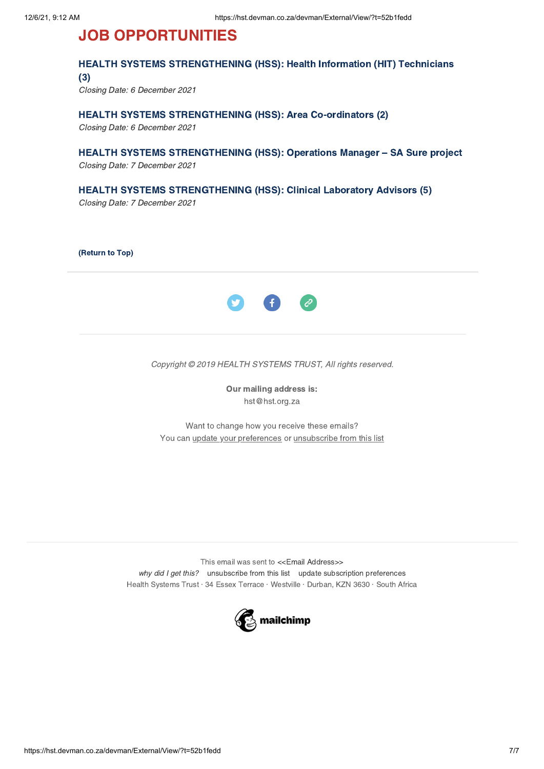# JOB OPPORTUNITIES

**HEALTH SYSTEMS STRENGTHENING (HSS): Health Information (HIT) Technicians (3)**
*Closing Date: 6 December 2021*

**HEALTH SYSTEMS STRENGTHENING (HSS): Area Co-ordinators (2)**
*Closing Date: 6 December 2021*

**HEALTH SYSTEMS STRENGTHENING (HSS): Operations Manager – SA Sure project**
*Closing Date: 7 December 2021*

**HEALTH SYSTEMS STRENGTHENING (HSS): Clinical Laboratory Advisors (5)**
*Closing Date: 7 December 2021*

**(Return to Top)**

---

*Copyright © 2019 HEALTH SYSTEMS TRUST, All rights reserved.*

**Our mailing address is:**
hst@hst.org.za

Want to change how you receive these emails?
You can update your preferences or unsubscribe from this list

---

This email was sent to <<Email Address>>
*why did I get this?* unsubscribe from this list update subscription preferences
Health Systems Trust · 34 Essex Terrace · Westville · Durban, KZN 3630 · South Africa

mailchimp